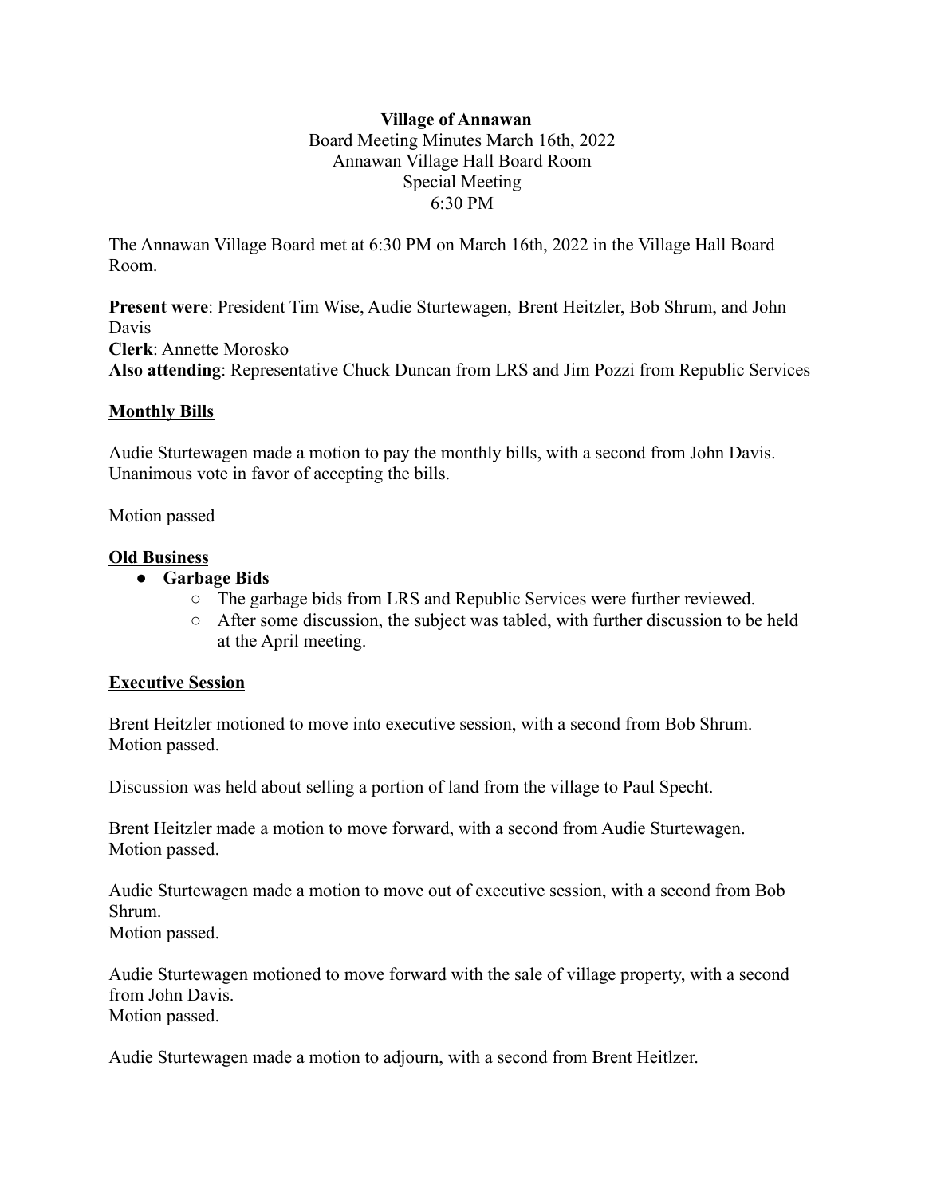**Village of Annawan**

Board Meeting Minutes March 16th, 2022

Annawan Village Hall Board Room

Special Meeting

6:30 PM

The Annawan Village Board met at 6:30 PM on March 16th, 2022 in the Village Hall Board Room.

**Present were**: President Tim Wise, Audie Sturtewagen, Brent Heitzler, Bob Shrum, and John Davis
**Clerk**: Annette Morosko
**Also attending**: Representative Chuck Duncan from LRS and Jim Pozzi from Republic Services

**Monthly Bills**

Audie Sturtewagen made a motion to pay the monthly bills, with a second from John Davis. Unanimous vote in favor of accepting the bills.

Motion passed

**Old Business**

- **Garbage Bids**
  - The garbage bids from LRS and Republic Services were further reviewed.
  - After some discussion, the subject was tabled, with further discussion to be held at the April meeting.

**Executive Session**

Brent Heitzler motioned to move into executive session, with a second from Bob Shrum.
Motion passed.

Discussion was held about selling a portion of land from the village to Paul Specht.

Brent Heitzler made a motion to move forward, with a second from Audie Sturtewagen.
Motion passed.

Audie Sturtewagen made a motion to move out of executive session, with a second from Bob Shrum.
Motion passed.

Audie Sturtewagen motioned to move forward with the sale of village property, with a second from John Davis.
Motion passed.

Audie Sturtewagen made a motion to adjourn, with a second from Brent Heitlzer.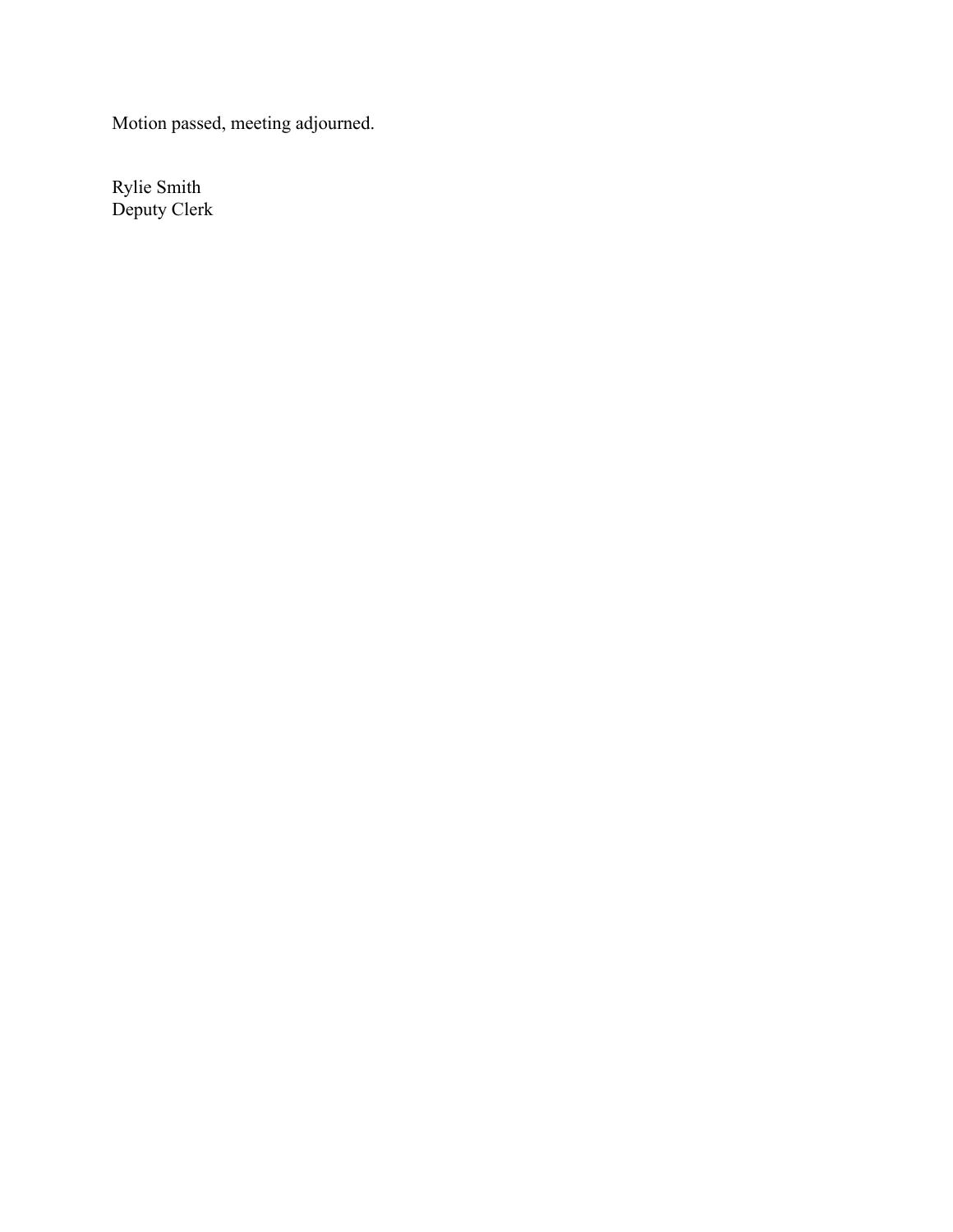Motion passed, meeting adjourned.

Rylie Smith
Deputy Clerk